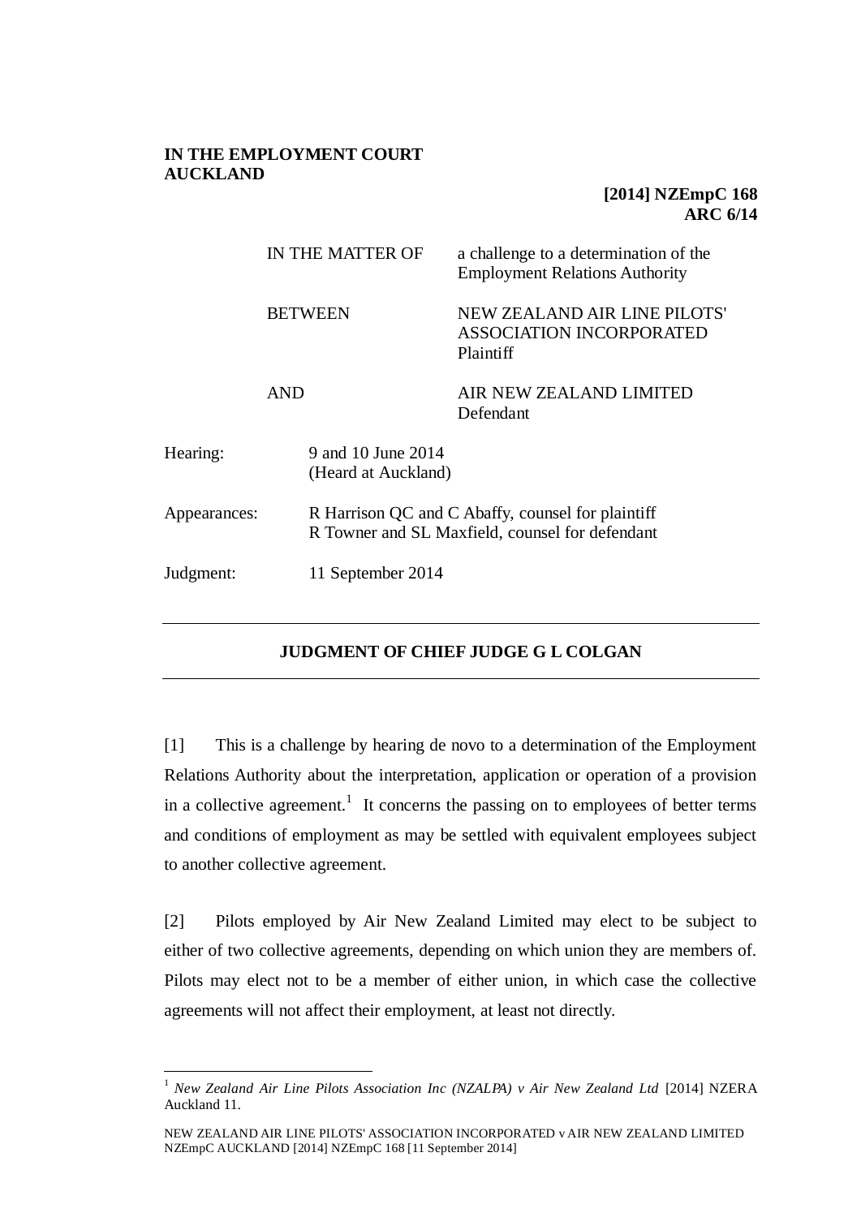**IN THE EMPLOYMENT COURT**
**AUCKLAND**

**[2014] NZEmpC 168**
**ARC 6/14**

| | |
|---|---|
| IN THE MATTER OF | a challenge to a determination of the Employment Relations Authority |
| BETWEEN | NEW ZEALAND AIR LINE PILOTS' ASSOCIATION INCORPORATED<br>Plaintiff |
| AND | AIR NEW ZEALAND LIMITED<br>Defendant |

| | |
|---|---|
| Hearing: | 9 and 10 June 2014<br>(Heard at Auckland) |
| Appearances: | R Harrison QC and C Abaffy, counsel for plaintiff<br>R Towner and SL Maxfield, counsel for defendant |
| Judgment: | 11 September 2014 |

---

## JUDGMENT OF CHIEF JUDGE G L COLGAN

---

[1] This is a challenge by hearing de novo to a determination of the Employment Relations Authority about the interpretation, application or operation of a provision in a collective agreement.[1] It concerns the passing on to employees of better terms and conditions of employment as may be settled with equivalent employees subject to another collective agreement.

[2] Pilots employed by Air New Zealand Limited may elect to be subject to either of two collective agreements, depending on which union they are members of. Pilots may elect not to be a member of either union, in which case the collective agreements will not affect their employment, at least not directly.

---

[1] *New Zealand Air Line Pilots Association Inc (NZALPA) v Air New Zealand Ltd* [2014] NZERA Auckland 11.

NEW ZEALAND AIR LINE PILOTS' ASSOCIATION INCORPORATED v AIR NEW ZEALAND LIMITED NZEmpC AUCKLAND [2014] NZEmpC 168 [11 September 2014]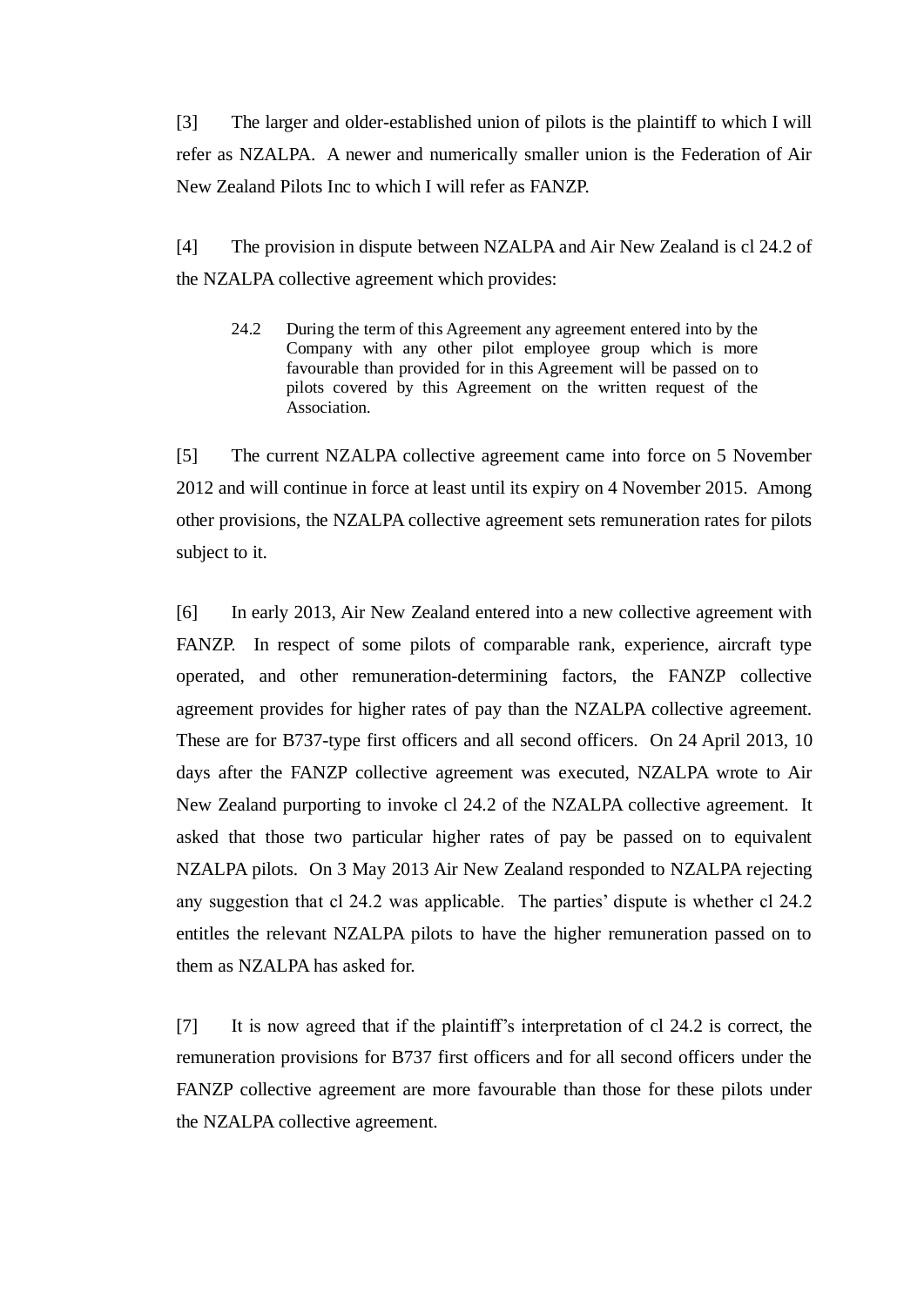[3] The larger and older-established union of pilots is the plaintiff to which I will refer as NZALPA. A newer and numerically smaller union is the Federation of Air New Zealand Pilots Inc to which I will refer as FANZP.

[4] The provision in dispute between NZALPA and Air New Zealand is cl 24.2 of the NZALPA collective agreement which provides:

> 24.2 During the term of this Agreement any agreement entered into by the Company with any other pilot employee group which is more favourable than provided for in this Agreement will be passed on to pilots covered by this Agreement on the written request of the Association.

[5] The current NZALPA collective agreement came into force on 5 November 2012 and will continue in force at least until its expiry on 4 November 2015. Among other provisions, the NZALPA collective agreement sets remuneration rates for pilots subject to it.

[6] In early 2013, Air New Zealand entered into a new collective agreement with FANZP. In respect of some pilots of comparable rank, experience, aircraft type operated, and other remuneration-determining factors, the FANZP collective agreement provides for higher rates of pay than the NZALPA collective agreement. These are for B737-type first officers and all second officers. On 24 April 2013, 10 days after the FANZP collective agreement was executed, NZALPA wrote to Air New Zealand purporting to invoke cl 24.2 of the NZALPA collective agreement. It asked that those two particular higher rates of pay be passed on to equivalent NZALPA pilots. On 3 May 2013 Air New Zealand responded to NZALPA rejecting any suggestion that cl 24.2 was applicable. The parties' dispute is whether cl 24.2 entitles the relevant NZALPA pilots to have the higher remuneration passed on to them as NZALPA has asked for.

[7] It is now agreed that if the plaintiff's interpretation of cl 24.2 is correct, the remuneration provisions for B737 first officers and for all second officers under the FANZP collective agreement are more favourable than those for these pilots under the NZALPA collective agreement.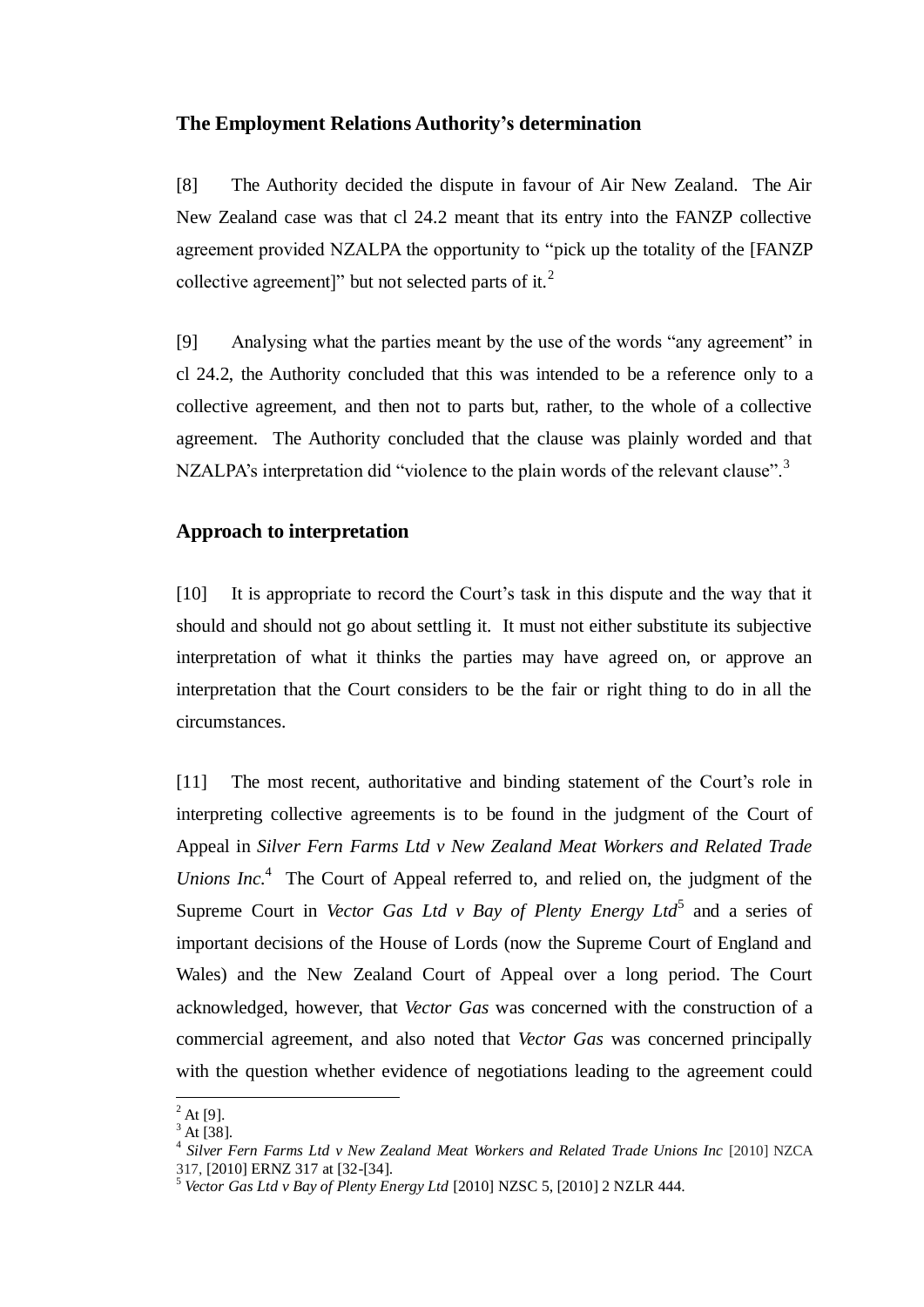## The Employment Relations Authority's determination

[8] The Authority decided the dispute in favour of Air New Zealand. The Air New Zealand case was that cl 24.2 meant that its entry into the FANZP collective agreement provided NZALPA the opportunity to "pick up the totality of the [FANZP collective agreement]" but not selected parts of it.[2]

[9] Analysing what the parties meant by the use of the words "any agreement" in cl 24.2, the Authority concluded that this was intended to be a reference only to a collective agreement, and then not to parts but, rather, to the whole of a collective agreement. The Authority concluded that the clause was plainly worded and that NZALPA's interpretation did "violence to the plain words of the relevant clause".[3]

## Approach to interpretation

[10] It is appropriate to record the Court's task in this dispute and the way that it should and should not go about settling it. It must not either substitute its subjective interpretation of what it thinks the parties may have agreed on, or approve an interpretation that the Court considers to be the fair or right thing to do in all the circumstances.

[11] The most recent, authoritative and binding statement of the Court's role in interpreting collective agreements is to be found in the judgment of the Court of Appeal in *Silver Fern Farms Ltd v New Zealand Meat Workers and Related Trade Unions Inc.*[4] The Court of Appeal referred to, and relied on, the judgment of the Supreme Court in *Vector Gas Ltd v Bay of Plenty Energy Ltd*[5] and a series of important decisions of the House of Lords (now the Supreme Court of England and Wales) and the New Zealand Court of Appeal over a long period. The Court acknowledged, however, that *Vector Gas* was concerned with the construction of a commercial agreement, and also noted that *Vector Gas* was concerned principally with the question whether evidence of negotiations leading to the agreement could

---

[2] At [9].
[3] At [38].
[4] *Silver Fern Farms Ltd v New Zealand Meat Workers and Related Trade Unions Inc* [2010] NZCA 317, [2010] ERNZ 317 at [32-[34].
[5] *Vector Gas Ltd v Bay of Plenty Energy Ltd* [2010] NZSC 5, [2010] 2 NZLR 444.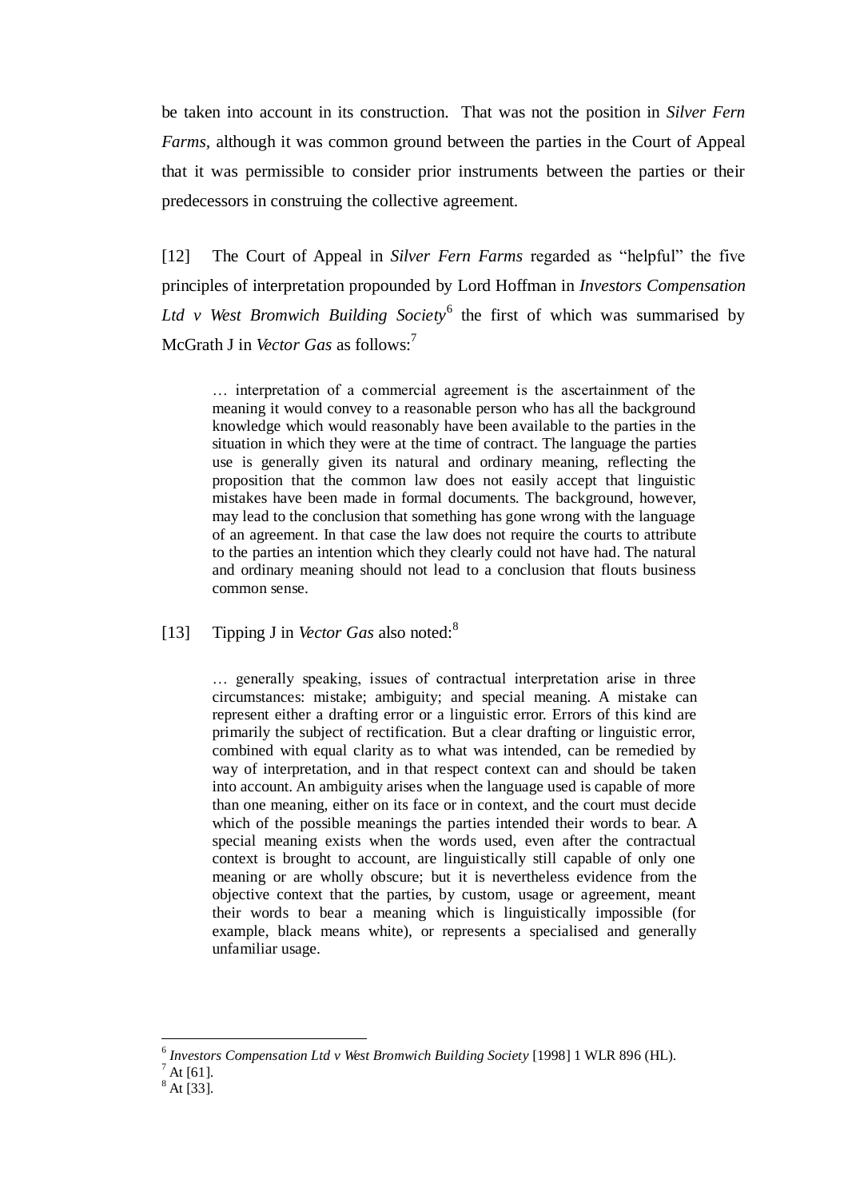be taken into account in its construction. That was not the position in *Silver Fern Farms*, although it was common ground between the parties in the Court of Appeal that it was permissible to consider prior instruments between the parties or their predecessors in construing the collective agreement.

[12] The Court of Appeal in *Silver Fern Farms* regarded as "helpful" the five principles of interpretation propounded by Lord Hoffman in *Investors Compensation Ltd v West Bromwich Building Society*[6] the first of which was summarised by McGrath J in *Vector Gas* as follows:[7]

> … interpretation of a commercial agreement is the ascertainment of the meaning it would convey to a reasonable person who has all the background knowledge which would reasonably have been available to the parties in the situation in which they were at the time of contract. The language the parties use is generally given its natural and ordinary meaning, reflecting the proposition that the common law does not easily accept that linguistic mistakes have been made in formal documents. The background, however, may lead to the conclusion that something has gone wrong with the language of an agreement. In that case the law does not require the courts to attribute to the parties an intention which they clearly could not have had. The natural and ordinary meaning should not lead to a conclusion that flouts business common sense.

[13] Tipping J in *Vector Gas* also noted:[8]

> … generally speaking, issues of contractual interpretation arise in three circumstances: mistake; ambiguity; and special meaning. A mistake can represent either a drafting error or a linguistic error. Errors of this kind are primarily the subject of rectification. But a clear drafting or linguistic error, combined with equal clarity as to what was intended, can be remedied by way of interpretation, and in that respect context can and should be taken into account. An ambiguity arises when the language used is capable of more than one meaning, either on its face or in context, and the court must decide which of the possible meanings the parties intended their words to bear. A special meaning exists when the words used, even after the contractual context is brought to account, are linguistically still capable of only one meaning or are wholly obscure; but it is nevertheless evidence from the objective context that the parties, by custom, usage or agreement, meant their words to bear a meaning which is linguistically impossible (for example, black means white), or represents a specialised and generally unfamiliar usage.

---

[6] *Investors Compensation Ltd v West Bromwich Building Society* [1998] 1 WLR 896 (HL).
[7] At [61].
[8] At [33].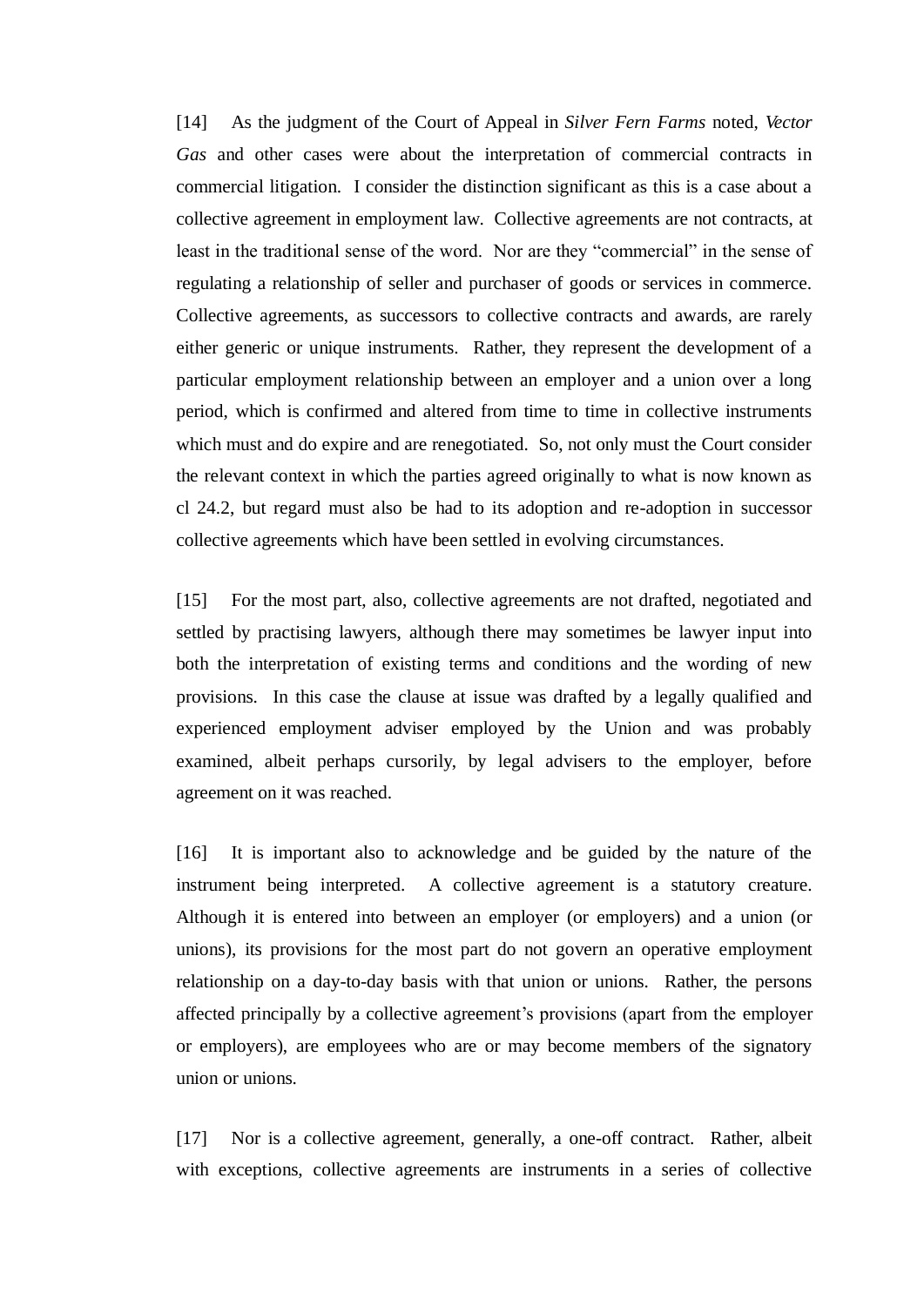[14] As the judgment of the Court of Appeal in *Silver Fern Farms* noted, *Vector Gas* and other cases were about the interpretation of commercial contracts in commercial litigation. I consider the distinction significant as this is a case about a collective agreement in employment law. Collective agreements are not contracts, at least in the traditional sense of the word. Nor are they "commercial" in the sense of regulating a relationship of seller and purchaser of goods or services in commerce. Collective agreements, as successors to collective contracts and awards, are rarely either generic or unique instruments. Rather, they represent the development of a particular employment relationship between an employer and a union over a long period, which is confirmed and altered from time to time in collective instruments which must and do expire and are renegotiated. So, not only must the Court consider the relevant context in which the parties agreed originally to what is now known as cl 24.2, but regard must also be had to its adoption and re-adoption in successor collective agreements which have been settled in evolving circumstances.

[15] For the most part, also, collective agreements are not drafted, negotiated and settled by practising lawyers, although there may sometimes be lawyer input into both the interpretation of existing terms and conditions and the wording of new provisions. In this case the clause at issue was drafted by a legally qualified and experienced employment adviser employed by the Union and was probably examined, albeit perhaps cursorily, by legal advisers to the employer, before agreement on it was reached.

[16] It is important also to acknowledge and be guided by the nature of the instrument being interpreted. A collective agreement is a statutory creature. Although it is entered into between an employer (or employers) and a union (or unions), its provisions for the most part do not govern an operative employment relationship on a day-to-day basis with that union or unions. Rather, the persons affected principally by a collective agreement's provisions (apart from the employer or employers), are employees who are or may become members of the signatory union or unions.

[17] Nor is a collective agreement, generally, a one-off contract. Rather, albeit with exceptions, collective agreements are instruments in a series of collective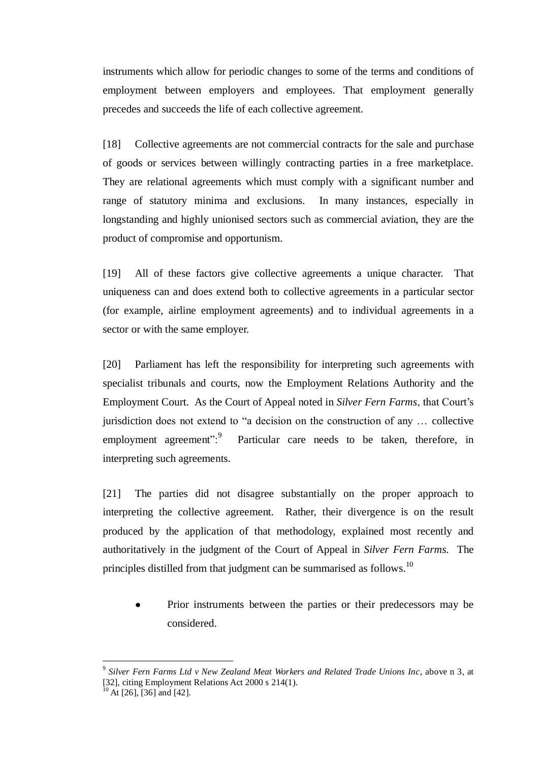instruments which allow for periodic changes to some of the terms and conditions of employment between employers and employees. That employment generally precedes and succeeds the life of each collective agreement.

[18] Collective agreements are not commercial contracts for the sale and purchase of goods or services between willingly contracting parties in a free marketplace. They are relational agreements which must comply with a significant number and range of statutory minima and exclusions. In many instances, especially in longstanding and highly unionised sectors such as commercial aviation, they are the product of compromise and opportunism.

[19] All of these factors give collective agreements a unique character. That uniqueness can and does extend both to collective agreements in a particular sector (for example, airline employment agreements) and to individual agreements in a sector or with the same employer.

[20] Parliament has left the responsibility for interpreting such agreements with specialist tribunals and courts, now the Employment Relations Authority and the Employment Court. As the Court of Appeal noted in *Silver Fern Farms*, that Court's jurisdiction does not extend to "a decision on the construction of any … collective employment agreement":[9] Particular care needs to be taken, therefore, in interpreting such agreements.

[21] The parties did not disagree substantially on the proper approach to interpreting the collective agreement. Rather, their divergence is on the result produced by the application of that methodology, explained most recently and authoritatively in the judgment of the Court of Appeal in *Silver Fern Farms.* The principles distilled from that judgment can be summarised as follows.[10]

- Prior instruments between the parties or their predecessors may be considered.

---

[9] *Silver Fern Farms Ltd v New Zealand Meat Workers and Related Trade Unions Inc*, above n 3, at [32], citing Employment Relations Act 2000 s 214(1).

[10] At [26], [36] and [42].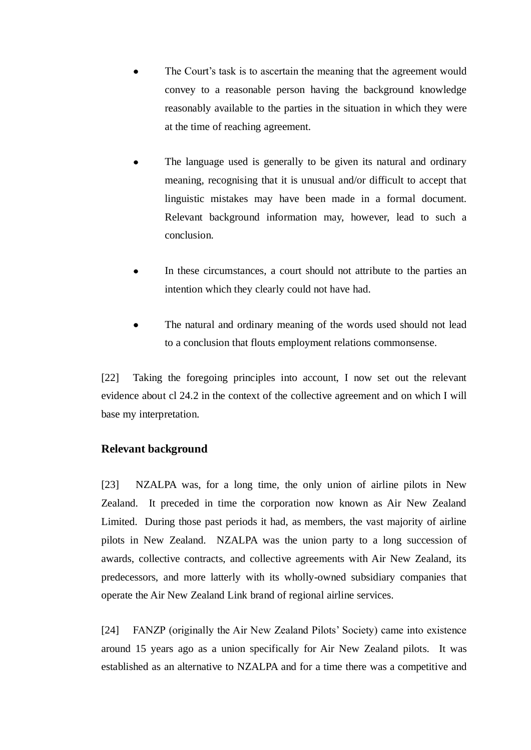- The Court's task is to ascertain the meaning that the agreement would convey to a reasonable person having the background knowledge reasonably available to the parties in the situation in which they were at the time of reaching agreement.

- The language used is generally to be given its natural and ordinary meaning, recognising that it is unusual and/or difficult to accept that linguistic mistakes may have been made in a formal document. Relevant background information may, however, lead to such a conclusion.

- In these circumstances, a court should not attribute to the parties an intention which they clearly could not have had.

- The natural and ordinary meaning of the words used should not lead to a conclusion that flouts employment relations commonsense.

[22] Taking the foregoing principles into account, I now set out the relevant evidence about cl 24.2 in the context of the collective agreement and on which I will base my interpretation.

## Relevant background

[23] NZALPA was, for a long time, the only union of airline pilots in New Zealand. It preceded in time the corporation now known as Air New Zealand Limited. During those past periods it had, as members, the vast majority of airline pilots in New Zealand. NZALPA was the union party to a long succession of awards, collective contracts, and collective agreements with Air New Zealand, its predecessors, and more latterly with its wholly-owned subsidiary companies that operate the Air New Zealand Link brand of regional airline services.

[24] FANZP (originally the Air New Zealand Pilots' Society) came into existence around 15 years ago as a union specifically for Air New Zealand pilots. It was established as an alternative to NZALPA and for a time there was a competitive and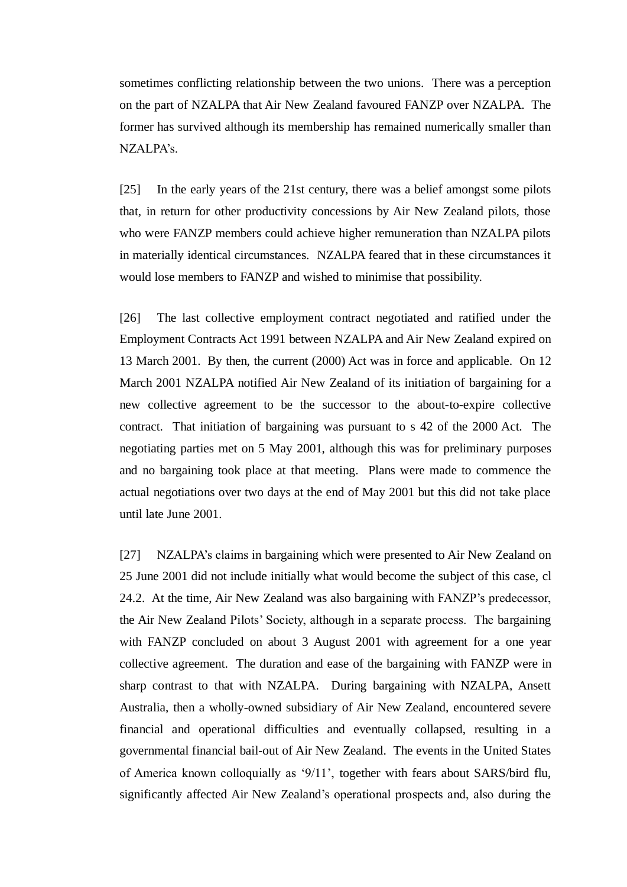sometimes conflicting relationship between the two unions. There was a perception on the part of NZALPA that Air New Zealand favoured FANZP over NZALPA. The former has survived although its membership has remained numerically smaller than NZALPA's.

[25] In the early years of the 21st century, there was a belief amongst some pilots that, in return for other productivity concessions by Air New Zealand pilots, those who were FANZP members could achieve higher remuneration than NZALPA pilots in materially identical circumstances. NZALPA feared that in these circumstances it would lose members to FANZP and wished to minimise that possibility.

[26] The last collective employment contract negotiated and ratified under the Employment Contracts Act 1991 between NZALPA and Air New Zealand expired on 13 March 2001. By then, the current (2000) Act was in force and applicable. On 12 March 2001 NZALPA notified Air New Zealand of its initiation of bargaining for a new collective agreement to be the successor to the about-to-expire collective contract. That initiation of bargaining was pursuant to s 42 of the 2000 Act. The negotiating parties met on 5 May 2001, although this was for preliminary purposes and no bargaining took place at that meeting. Plans were made to commence the actual negotiations over two days at the end of May 2001 but this did not take place until late June 2001.

[27] NZALPA's claims in bargaining which were presented to Air New Zealand on 25 June 2001 did not include initially what would become the subject of this case, cl 24.2. At the time, Air New Zealand was also bargaining with FANZP's predecessor, the Air New Zealand Pilots' Society, although in a separate process. The bargaining with FANZP concluded on about 3 August 2001 with agreement for a one year collective agreement. The duration and ease of the bargaining with FANZP were in sharp contrast to that with NZALPA. During bargaining with NZALPA, Ansett Australia, then a wholly-owned subsidiary of Air New Zealand, encountered severe financial and operational difficulties and eventually collapsed, resulting in a governmental financial bail-out of Air New Zealand. The events in the United States of America known colloquially as '9/11', together with fears about SARS/bird flu, significantly affected Air New Zealand's operational prospects and, also during the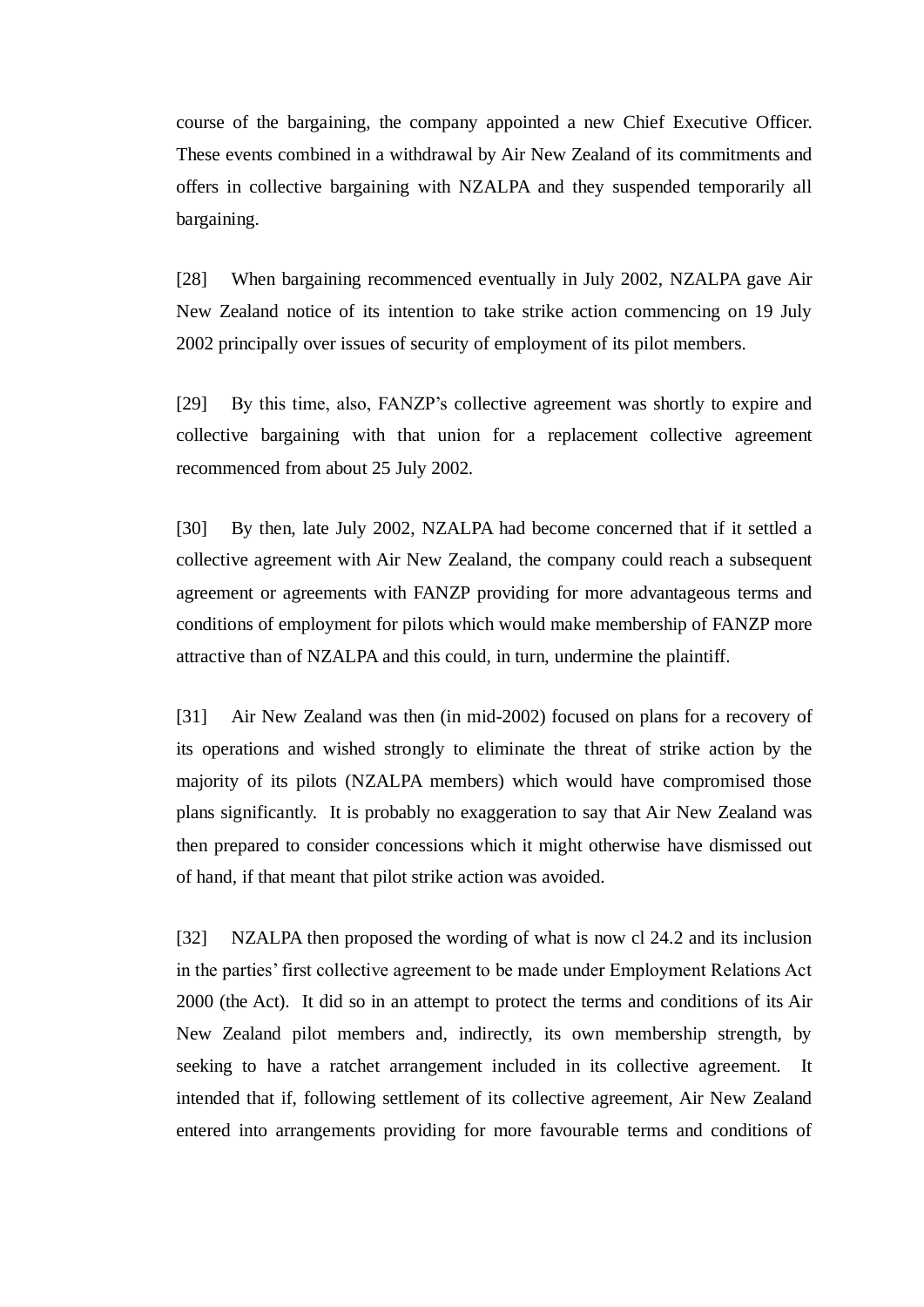course of the bargaining, the company appointed a new Chief Executive Officer. These events combined in a withdrawal by Air New Zealand of its commitments and offers in collective bargaining with NZALPA and they suspended temporarily all bargaining.

[28] When bargaining recommenced eventually in July 2002, NZALPA gave Air New Zealand notice of its intention to take strike action commencing on 19 July 2002 principally over issues of security of employment of its pilot members.

[29] By this time, also, FANZP's collective agreement was shortly to expire and collective bargaining with that union for a replacement collective agreement recommenced from about 25 July 2002.

[30] By then, late July 2002, NZALPA had become concerned that if it settled a collective agreement with Air New Zealand, the company could reach a subsequent agreement or agreements with FANZP providing for more advantageous terms and conditions of employment for pilots which would make membership of FANZP more attractive than of NZALPA and this could, in turn, undermine the plaintiff.

[31] Air New Zealand was then (in mid-2002) focused on plans for a recovery of its operations and wished strongly to eliminate the threat of strike action by the majority of its pilots (NZALPA members) which would have compromised those plans significantly. It is probably no exaggeration to say that Air New Zealand was then prepared to consider concessions which it might otherwise have dismissed out of hand, if that meant that pilot strike action was avoided.

[32] NZALPA then proposed the wording of what is now cl 24.2 and its inclusion in the parties' first collective agreement to be made under Employment Relations Act 2000 (the Act). It did so in an attempt to protect the terms and conditions of its Air New Zealand pilot members and, indirectly, its own membership strength, by seeking to have a ratchet arrangement included in its collective agreement. It intended that if, following settlement of its collective agreement, Air New Zealand entered into arrangements providing for more favourable terms and conditions of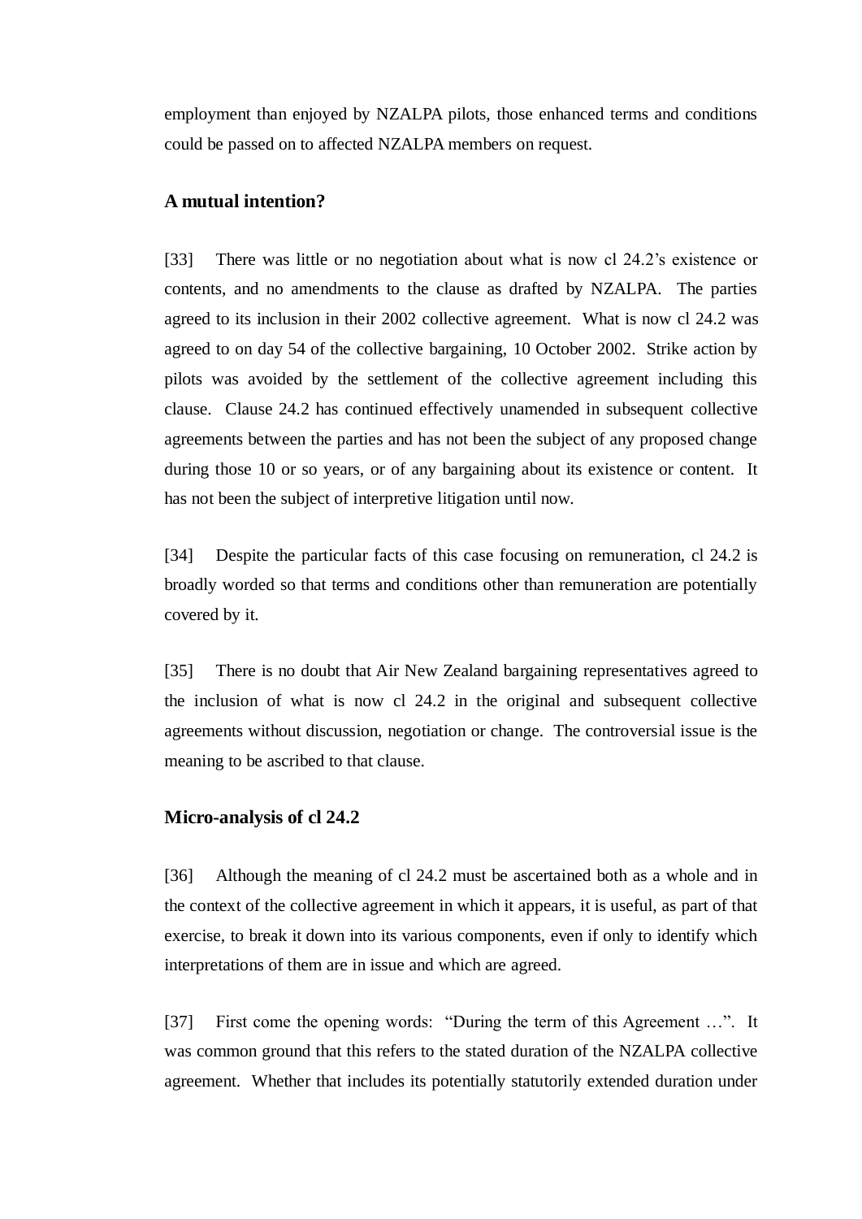employment than enjoyed by NZALPA pilots, those enhanced terms and conditions could be passed on to affected NZALPA members on request.

### A mutual intention?

[33] There was little or no negotiation about what is now cl 24.2's existence or contents, and no amendments to the clause as drafted by NZALPA. The parties agreed to its inclusion in their 2002 collective agreement. What is now cl 24.2 was agreed to on day 54 of the collective bargaining, 10 October 2002. Strike action by pilots was avoided by the settlement of the collective agreement including this clause. Clause 24.2 has continued effectively unamended in subsequent collective agreements between the parties and has not been the subject of any proposed change during those 10 or so years, or of any bargaining about its existence or content. It has not been the subject of interpretive litigation until now.

[34] Despite the particular facts of this case focusing on remuneration, cl 24.2 is broadly worded so that terms and conditions other than remuneration are potentially covered by it.

[35] There is no doubt that Air New Zealand bargaining representatives agreed to the inclusion of what is now cl 24.2 in the original and subsequent collective agreements without discussion, negotiation or change. The controversial issue is the meaning to be ascribed to that clause.

### Micro-analysis of cl 24.2

[36] Although the meaning of cl 24.2 must be ascertained both as a whole and in the context of the collective agreement in which it appears, it is useful, as part of that exercise, to break it down into its various components, even if only to identify which interpretations of them are in issue and which are agreed.

[37] First come the opening words: "During the term of this Agreement …". It was common ground that this refers to the stated duration of the NZALPA collective agreement. Whether that includes its potentially statutorily extended duration under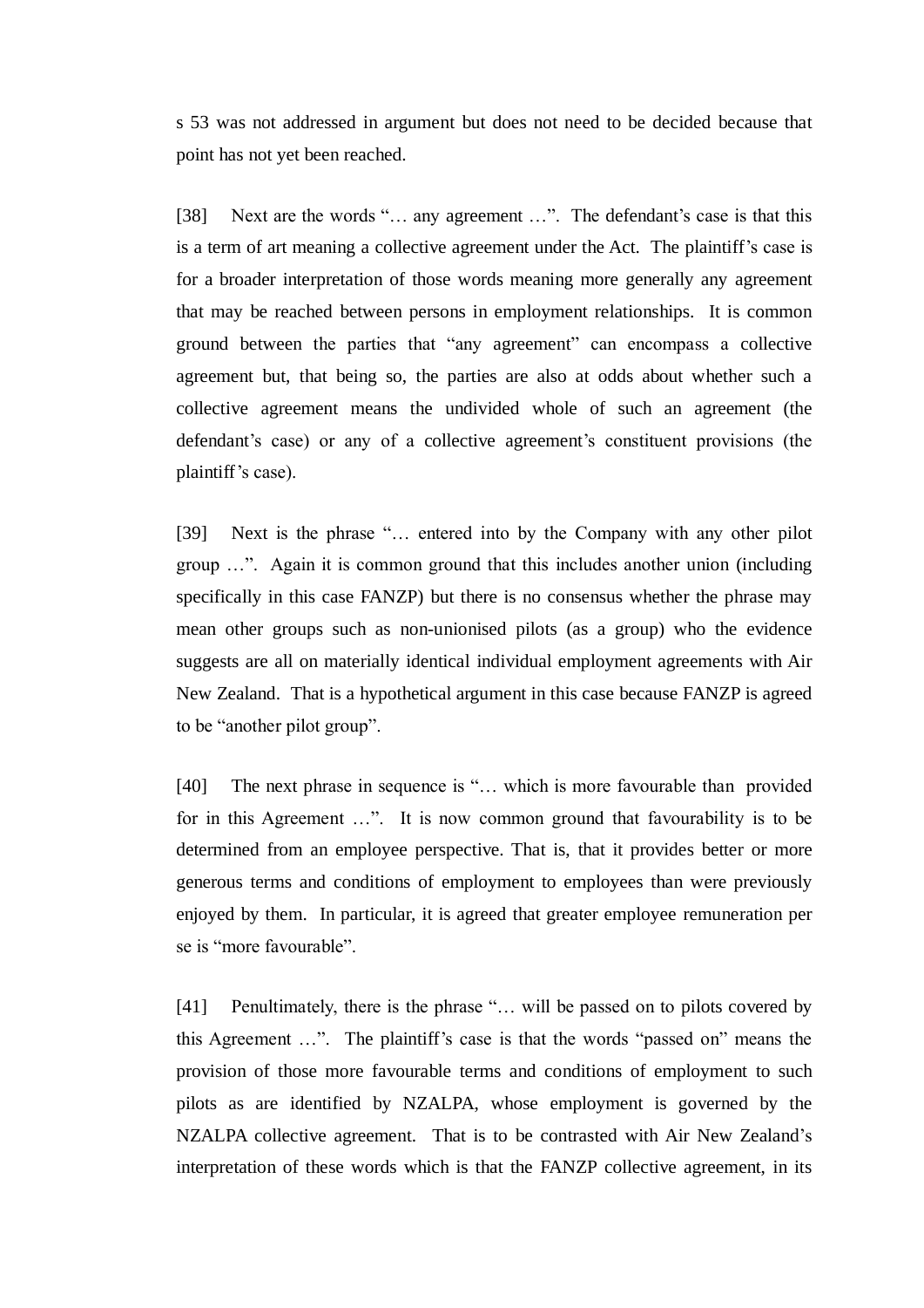s 53 was not addressed in argument but does not need to be decided because that point has not yet been reached.

[38] Next are the words "… any agreement …". The defendant's case is that this is a term of art meaning a collective agreement under the Act. The plaintiff's case is for a broader interpretation of those words meaning more generally any agreement that may be reached between persons in employment relationships. It is common ground between the parties that "any agreement" can encompass a collective agreement but, that being so, the parties are also at odds about whether such a collective agreement means the undivided whole of such an agreement (the defendant's case) or any of a collective agreement's constituent provisions (the plaintiff's case).

[39] Next is the phrase "… entered into by the Company with any other pilot group …". Again it is common ground that this includes another union (including specifically in this case FANZP) but there is no consensus whether the phrase may mean other groups such as non-unionised pilots (as a group) who the evidence suggests are all on materially identical individual employment agreements with Air New Zealand. That is a hypothetical argument in this case because FANZP is agreed to be "another pilot group".

[40] The next phrase in sequence is "… which is more favourable than provided for in this Agreement …". It is now common ground that favourability is to be determined from an employee perspective. That is, that it provides better or more generous terms and conditions of employment to employees than were previously enjoyed by them. In particular, it is agreed that greater employee remuneration per se is "more favourable".

[41] Penultimately, there is the phrase "… will be passed on to pilots covered by this Agreement …". The plaintiff's case is that the words "passed on" means the provision of those more favourable terms and conditions of employment to such pilots as are identified by NZALPA, whose employment is governed by the NZALPA collective agreement. That is to be contrasted with Air New Zealand's interpretation of these words which is that the FANZP collective agreement, in its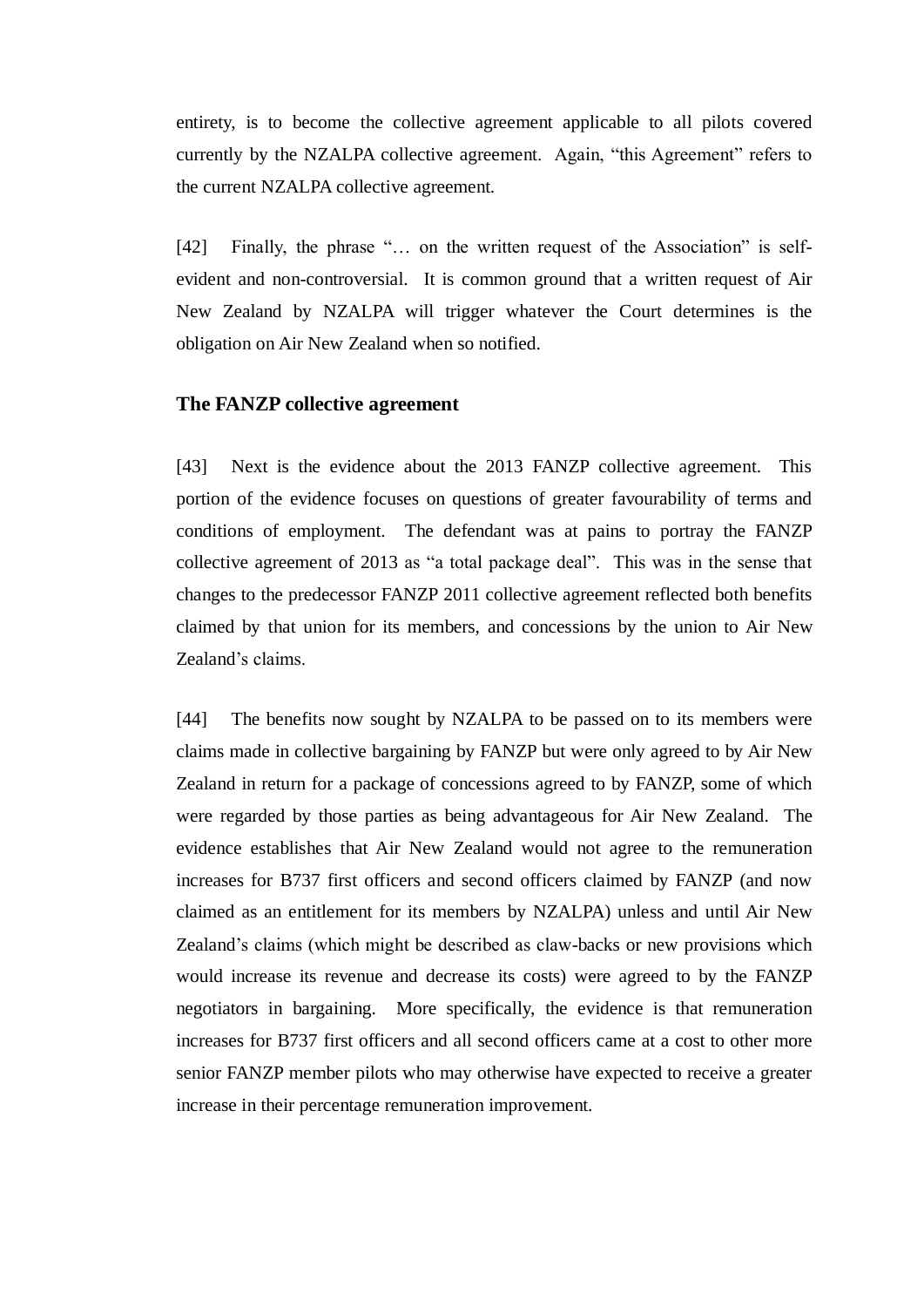entirety, is to become the collective agreement applicable to all pilots covered currently by the NZALPA collective agreement. Again, "this Agreement" refers to the current NZALPA collective agreement.

[42] Finally, the phrase "… on the written request of the Association" is self-evident and non-controversial. It is common ground that a written request of Air New Zealand by NZALPA will trigger whatever the Court determines is the obligation on Air New Zealand when so notified.

### The FANZP collective agreement

[43] Next is the evidence about the 2013 FANZP collective agreement. This portion of the evidence focuses on questions of greater favourability of terms and conditions of employment. The defendant was at pains to portray the FANZP collective agreement of 2013 as "a total package deal". This was in the sense that changes to the predecessor FANZP 2011 collective agreement reflected both benefits claimed by that union for its members, and concessions by the union to Air New Zealand's claims.

[44] The benefits now sought by NZALPA to be passed on to its members were claims made in collective bargaining by FANZP but were only agreed to by Air New Zealand in return for a package of concessions agreed to by FANZP, some of which were regarded by those parties as being advantageous for Air New Zealand. The evidence establishes that Air New Zealand would not agree to the remuneration increases for B737 first officers and second officers claimed by FANZP (and now claimed as an entitlement for its members by NZALPA) unless and until Air New Zealand's claims (which might be described as claw-backs or new provisions which would increase its revenue and decrease its costs) were agreed to by the FANZP negotiators in bargaining. More specifically, the evidence is that remuneration increases for B737 first officers and all second officers came at a cost to other more senior FANZP member pilots who may otherwise have expected to receive a greater increase in their percentage remuneration improvement.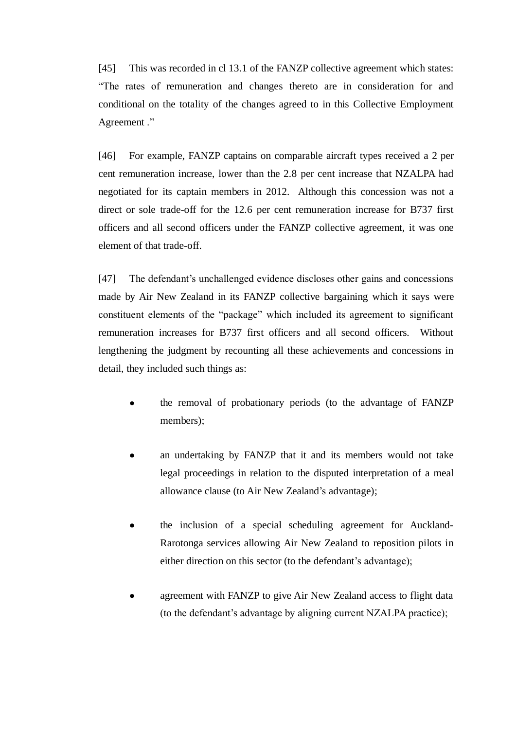[45] This was recorded in cl 13.1 of the FANZP collective agreement which states: "The rates of remuneration and changes thereto are in consideration for and conditional on the totality of the changes agreed to in this Collective Employment Agreement ."

[46] For example, FANZP captains on comparable aircraft types received a 2 per cent remuneration increase, lower than the 2.8 per cent increase that NZALPA had negotiated for its captain members in 2012. Although this concession was not a direct or sole trade-off for the 12.6 per cent remuneration increase for B737 first officers and all second officers under the FANZP collective agreement, it was one element of that trade-off.

[47] The defendant's unchallenged evidence discloses other gains and concessions made by Air New Zealand in its FANZP collective bargaining which it says were constituent elements of the "package" which included its agreement to significant remuneration increases for B737 first officers and all second officers. Without lengthening the judgment by recounting all these achievements and concessions in detail, they included such things as:

- the removal of probationary periods (to the advantage of FANZP members);
- an undertaking by FANZP that it and its members would not take legal proceedings in relation to the disputed interpretation of a meal allowance clause (to Air New Zealand's advantage);
- the inclusion of a special scheduling agreement for Auckland-Rarotonga services allowing Air New Zealand to reposition pilots in either direction on this sector (to the defendant's advantage);
- agreement with FANZP to give Air New Zealand access to flight data (to the defendant's advantage by aligning current NZALPA practice);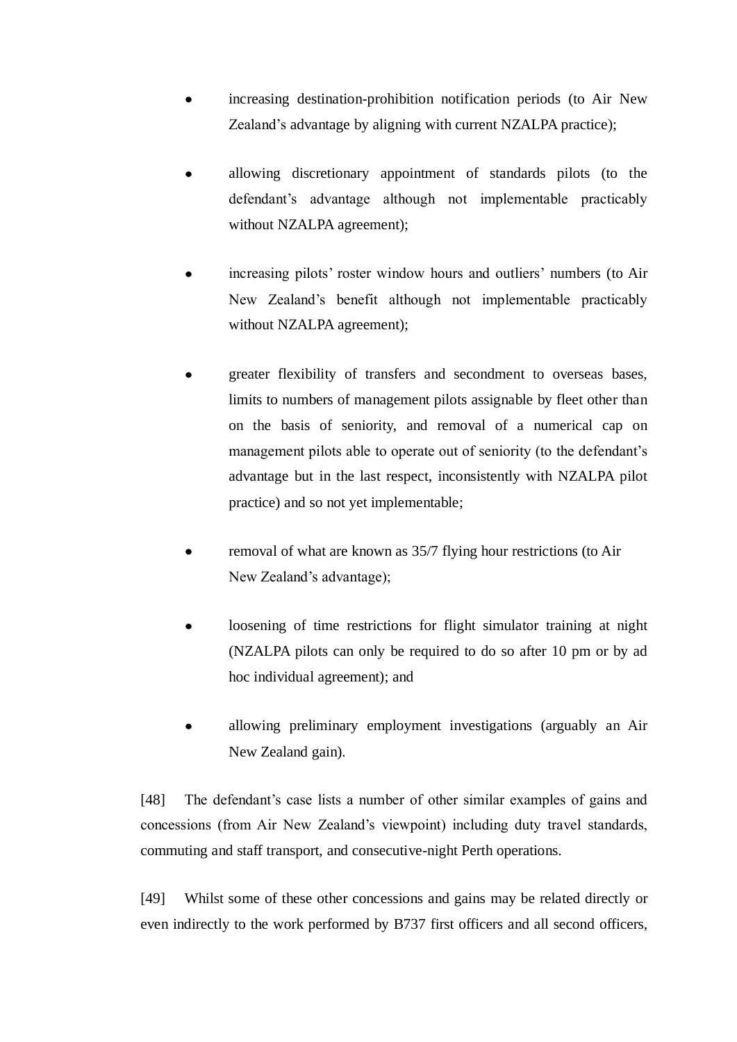- increasing destination-prohibition notification periods (to Air New Zealand's advantage by aligning with current NZALPA practice);

- allowing discretionary appointment of standards pilots (to the defendant's advantage although not implementable practicably without NZALPA agreement);

- increasing pilots' roster window hours and outliers' numbers (to Air New Zealand's benefit although not implementable practicably without NZALPA agreement);

- greater flexibility of transfers and secondment to overseas bases, limits to numbers of management pilots assignable by fleet other than on the basis of seniority, and removal of a numerical cap on management pilots able to operate out of seniority (to the defendant's advantage but in the last respect, inconsistently with NZALPA pilot practice) and so not yet implementable;

- removal of what are known as 35/7 flying hour restrictions (to Air New Zealand's advantage);

- loosening of time restrictions for flight simulator training at night (NZALPA pilots can only be required to do so after 10 pm or by ad hoc individual agreement); and

- allowing preliminary employment investigations (arguably an Air New Zealand gain).

[48] The defendant's case lists a number of other similar examples of gains and concessions (from Air New Zealand's viewpoint) including duty travel standards, commuting and staff transport, and consecutive-night Perth operations.

[49] Whilst some of these other concessions and gains may be related directly or even indirectly to the work performed by B737 first officers and all second officers,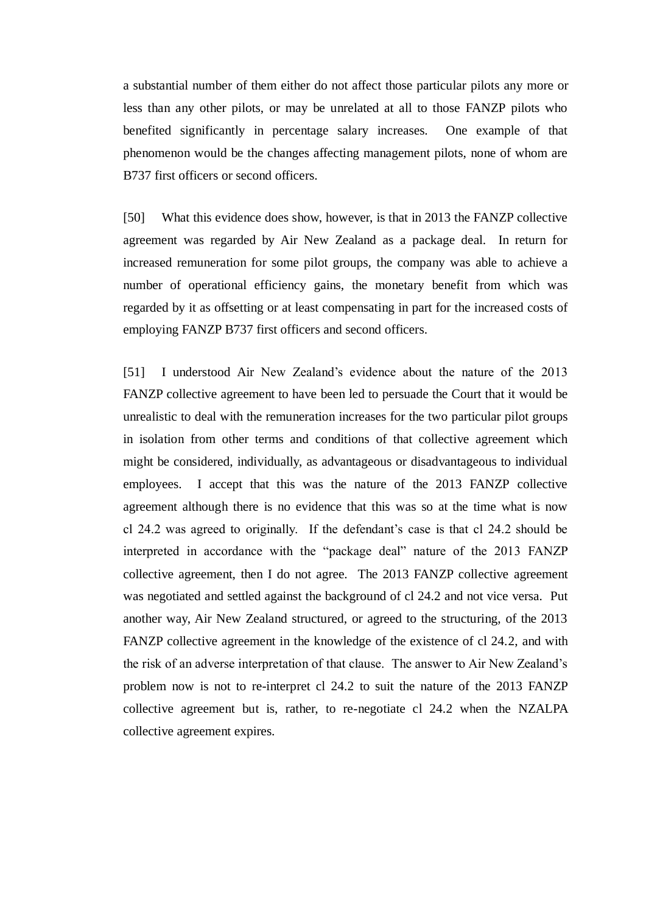a substantial number of them either do not affect those particular pilots any more or less than any other pilots, or may be unrelated at all to those FANZP pilots who benefited significantly in percentage salary increases. One example of that phenomenon would be the changes affecting management pilots, none of whom are B737 first officers or second officers.

[50] What this evidence does show, however, is that in 2013 the FANZP collective agreement was regarded by Air New Zealand as a package deal. In return for increased remuneration for some pilot groups, the company was able to achieve a number of operational efficiency gains, the monetary benefit from which was regarded by it as offsetting or at least compensating in part for the increased costs of employing FANZP B737 first officers and second officers.

[51] I understood Air New Zealand's evidence about the nature of the 2013 FANZP collective agreement to have been led to persuade the Court that it would be unrealistic to deal with the remuneration increases for the two particular pilot groups in isolation from other terms and conditions of that collective agreement which might be considered, individually, as advantageous or disadvantageous to individual employees. I accept that this was the nature of the 2013 FANZP collective agreement although there is no evidence that this was so at the time what is now cl 24.2 was agreed to originally. If the defendant's case is that cl 24.2 should be interpreted in accordance with the "package deal" nature of the 2013 FANZP collective agreement, then I do not agree. The 2013 FANZP collective agreement was negotiated and settled against the background of cl 24.2 and not vice versa. Put another way, Air New Zealand structured, or agreed to the structuring, of the 2013 FANZP collective agreement in the knowledge of the existence of cl 24.2, and with the risk of an adverse interpretation of that clause. The answer to Air New Zealand's problem now is not to re-interpret cl 24.2 to suit the nature of the 2013 FANZP collective agreement but is, rather, to re-negotiate cl 24.2 when the NZALPA collective agreement expires.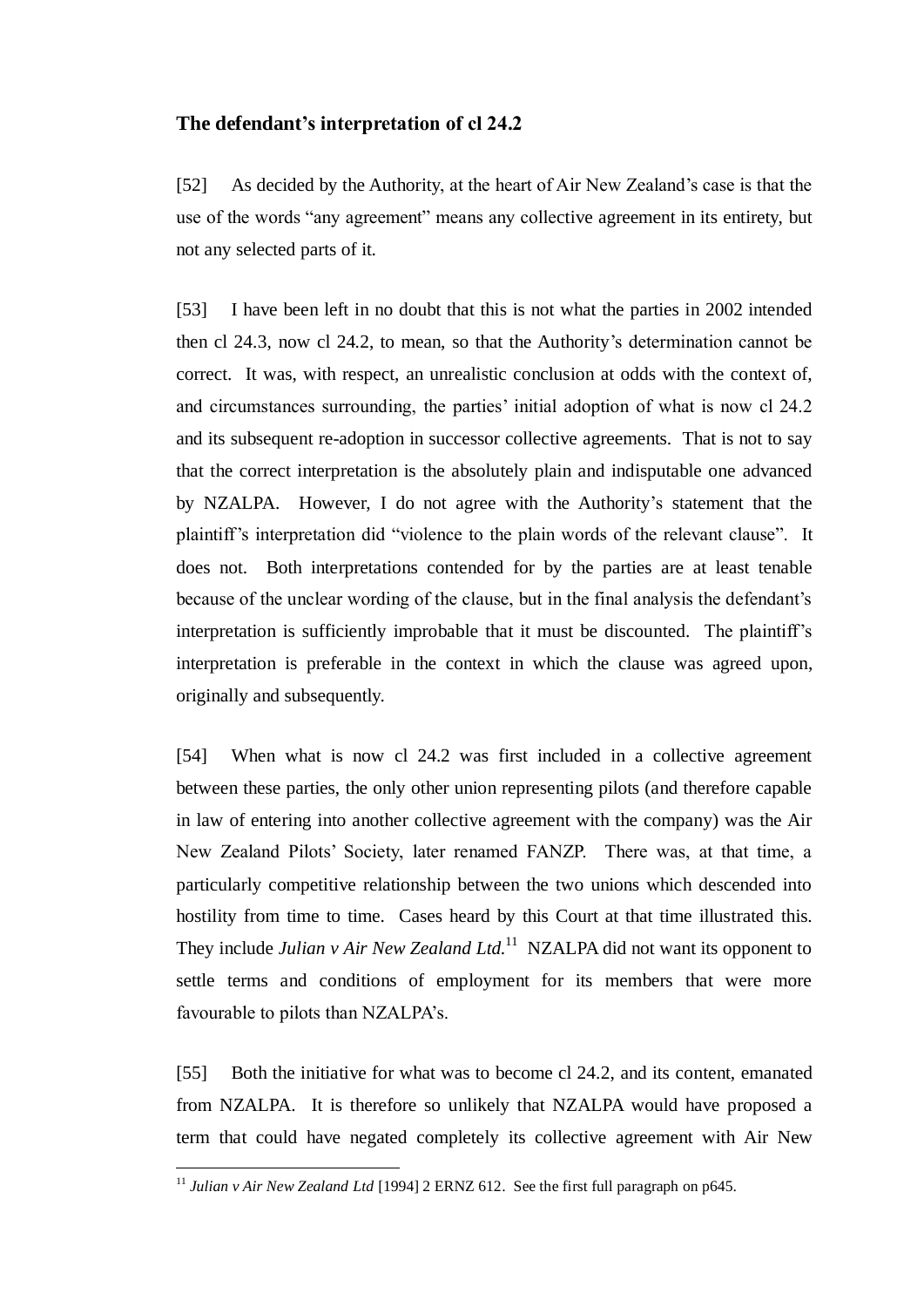### The defendant's interpretation of cl 24.2

[52] As decided by the Authority, at the heart of Air New Zealand's case is that the use of the words "any agreement" means any collective agreement in its entirety, but not any selected parts of it.

[53] I have been left in no doubt that this is not what the parties in 2002 intended then cl 24.3, now cl 24.2, to mean, so that the Authority's determination cannot be correct. It was, with respect, an unrealistic conclusion at odds with the context of, and circumstances surrounding, the parties' initial adoption of what is now cl 24.2 and its subsequent re-adoption in successor collective agreements. That is not to say that the correct interpretation is the absolutely plain and indisputable one advanced by NZALPA. However, I do not agree with the Authority's statement that the plaintiff's interpretation did "violence to the plain words of the relevant clause". It does not. Both interpretations contended for by the parties are at least tenable because of the unclear wording of the clause, but in the final analysis the defendant's interpretation is sufficiently improbable that it must be discounted. The plaintiff's interpretation is preferable in the context in which the clause was agreed upon, originally and subsequently.

[54] When what is now cl 24.2 was first included in a collective agreement between these parties, the only other union representing pilots (and therefore capable in law of entering into another collective agreement with the company) was the Air New Zealand Pilots' Society, later renamed FANZP. There was, at that time, a particularly competitive relationship between the two unions which descended into hostility from time to time. Cases heard by this Court at that time illustrated this. They include *Julian v Air New Zealand Ltd.*[11] NZALPA did not want its opponent to settle terms and conditions of employment for its members that were more favourable to pilots than NZALPA's.

[55] Both the initiative for what was to become cl 24.2, and its content, emanated from NZALPA. It is therefore so unlikely that NZALPA would have proposed a term that could have negated completely its collective agreement with Air New

[11] *Julian v Air New Zealand Ltd* [1994] 2 ERNZ 612. See the first full paragraph on p645.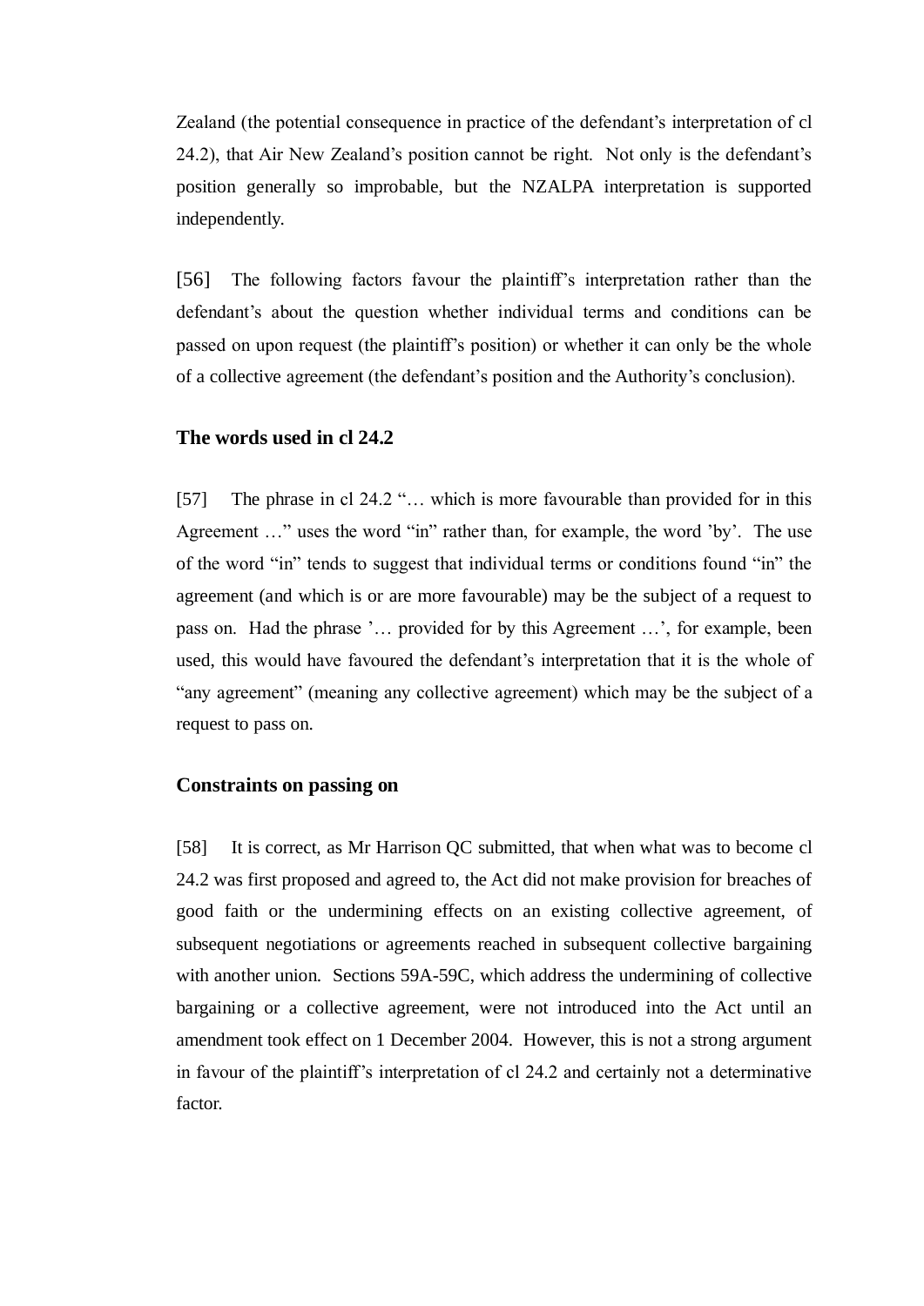Zealand (the potential consequence in practice of the defendant's interpretation of cl 24.2), that Air New Zealand's position cannot be right. Not only is the defendant's position generally so improbable, but the NZALPA interpretation is supported independently.

[56] The following factors favour the plaintiff's interpretation rather than the defendant's about the question whether individual terms and conditions can be passed on upon request (the plaintiff's position) or whether it can only be the whole of a collective agreement (the defendant's position and the Authority's conclusion).

### The words used in cl 24.2

[57] The phrase in cl 24.2 "… which is more favourable than provided for in this Agreement …" uses the word "in" rather than, for example, the word 'by'. The use of the word "in" tends to suggest that individual terms or conditions found "in" the agreement (and which is or are more favourable) may be the subject of a request to pass on. Had the phrase '… provided for by this Agreement …', for example, been used, this would have favoured the defendant's interpretation that it is the whole of "any agreement" (meaning any collective agreement) which may be the subject of a request to pass on.

### Constraints on passing on

[58] It is correct, as Mr Harrison QC submitted, that when what was to become cl 24.2 was first proposed and agreed to, the Act did not make provision for breaches of good faith or the undermining effects on an existing collective agreement, of subsequent negotiations or agreements reached in subsequent collective bargaining with another union. Sections 59A-59C, which address the undermining of collective bargaining or a collective agreement, were not introduced into the Act until an amendment took effect on 1 December 2004. However, this is not a strong argument in favour of the plaintiff's interpretation of cl 24.2 and certainly not a determinative factor.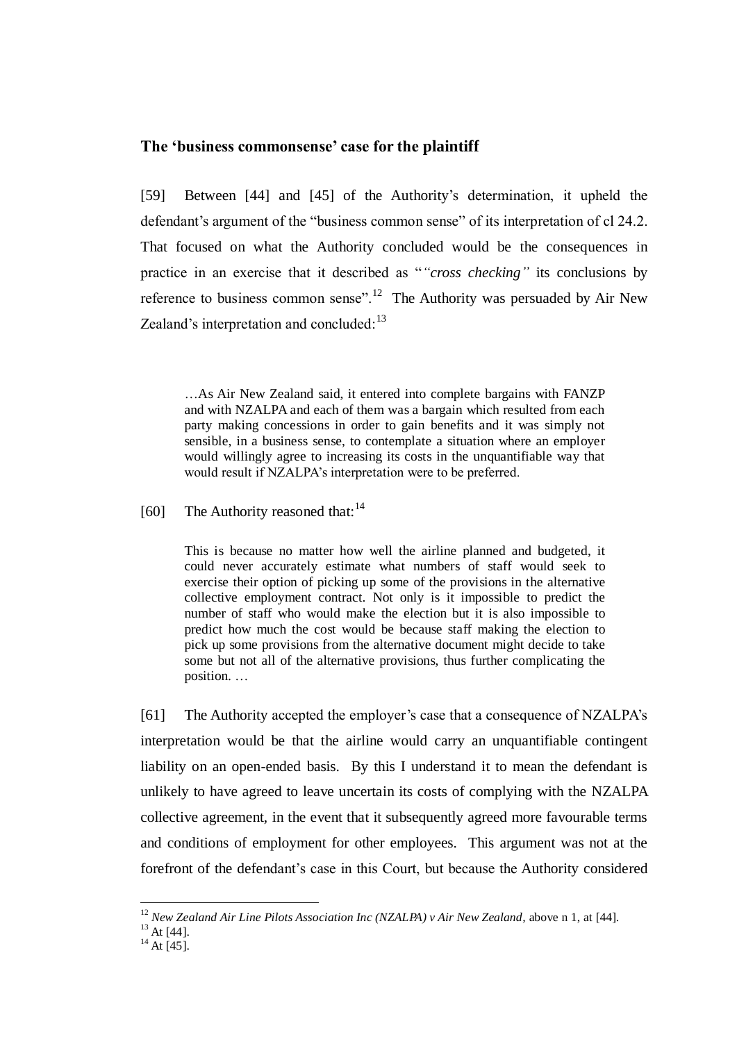### The 'business commonsense' case for the plaintiff

[59] Between [44] and [45] of the Authority's determination, it upheld the defendant's argument of the "business common sense" of its interpretation of cl 24.2. That focused on what the Authority concluded would be the consequences in practice in an exercise that it described as "*"cross checking"* its conclusions by reference to business common sense".[12] The Authority was persuaded by Air New Zealand's interpretation and concluded:[13]

> …As Air New Zealand said, it entered into complete bargains with FANZP and with NZALPA and each of them was a bargain which resulted from each party making concessions in order to gain benefits and it was simply not sensible, in a business sense, to contemplate a situation where an employer would willingly agree to increasing its costs in the unquantifiable way that would result if NZALPA's interpretation were to be preferred.

[60] The Authority reasoned that:[14]

> This is because no matter how well the airline planned and budgeted, it could never accurately estimate what numbers of staff would seek to exercise their option of picking up some of the provisions in the alternative collective employment contract. Not only is it impossible to predict the number of staff who would make the election but it is also impossible to predict how much the cost would be because staff making the election to pick up some provisions from the alternative document might decide to take some but not all of the alternative provisions, thus further complicating the position. …

[61] The Authority accepted the employer's case that a consequence of NZALPA's interpretation would be that the airline would carry an unquantifiable contingent liability on an open-ended basis. By this I understand it to mean the defendant is unlikely to have agreed to leave uncertain its costs of complying with the NZALPA collective agreement, in the event that it subsequently agreed more favourable terms and conditions of employment for other employees. This argument was not at the forefront of the defendant's case in this Court, but because the Authority considered

---

[12] *New Zealand Air Line Pilots Association Inc (NZALPA) v Air New Zealand*, above n 1, at [44].

[13] At [44].

[14] At [45].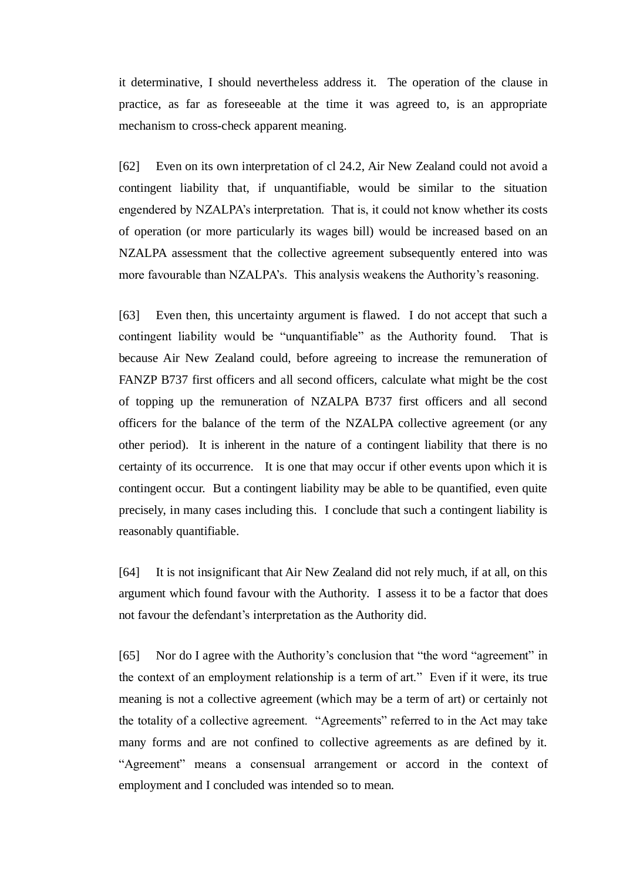it determinative, I should nevertheless address it. The operation of the clause in practice, as far as foreseeable at the time it was agreed to, is an appropriate mechanism to cross-check apparent meaning.

[62] Even on its own interpretation of cl 24.2, Air New Zealand could not avoid a contingent liability that, if unquantifiable, would be similar to the situation engendered by NZALPA's interpretation. That is, it could not know whether its costs of operation (or more particularly its wages bill) would be increased based on an NZALPA assessment that the collective agreement subsequently entered into was more favourable than NZALPA's. This analysis weakens the Authority's reasoning.

[63] Even then, this uncertainty argument is flawed. I do not accept that such a contingent liability would be "unquantifiable" as the Authority found. That is because Air New Zealand could, before agreeing to increase the remuneration of FANZP B737 first officers and all second officers, calculate what might be the cost of topping up the remuneration of NZALPA B737 first officers and all second officers for the balance of the term of the NZALPA collective agreement (or any other period). It is inherent in the nature of a contingent liability that there is no certainty of its occurrence. It is one that may occur if other events upon which it is contingent occur. But a contingent liability may be able to be quantified, even quite precisely, in many cases including this. I conclude that such a contingent liability is reasonably quantifiable.

[64] It is not insignificant that Air New Zealand did not rely much, if at all, on this argument which found favour with the Authority. I assess it to be a factor that does not favour the defendant's interpretation as the Authority did.

[65] Nor do I agree with the Authority's conclusion that "the word "agreement" in the context of an employment relationship is a term of art." Even if it were, its true meaning is not a collective agreement (which may be a term of art) or certainly not the totality of a collective agreement. "Agreements" referred to in the Act may take many forms and are not confined to collective agreements as are defined by it. "Agreement" means a consensual arrangement or accord in the context of employment and I concluded was intended so to mean.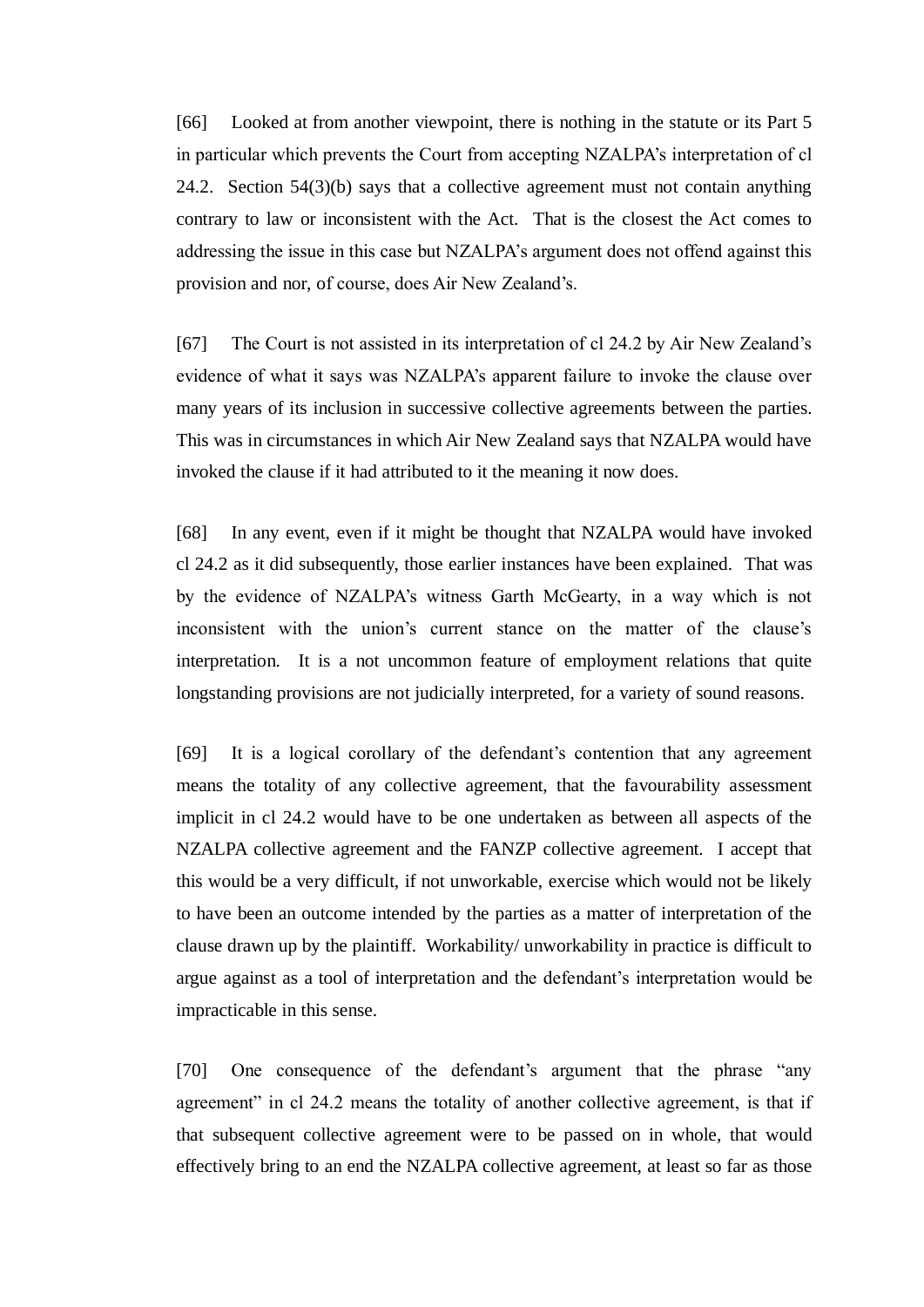[66] Looked at from another viewpoint, there is nothing in the statute or its Part 5 in particular which prevents the Court from accepting NZALPA's interpretation of cl 24.2. Section 54(3)(b) says that a collective agreement must not contain anything contrary to law or inconsistent with the Act. That is the closest the Act comes to addressing the issue in this case but NZALPA's argument does not offend against this provision and nor, of course, does Air New Zealand's.

[67] The Court is not assisted in its interpretation of cl 24.2 by Air New Zealand's evidence of what it says was NZALPA's apparent failure to invoke the clause over many years of its inclusion in successive collective agreements between the parties. This was in circumstances in which Air New Zealand says that NZALPA would have invoked the clause if it had attributed to it the meaning it now does.

[68] In any event, even if it might be thought that NZALPA would have invoked cl 24.2 as it did subsequently, those earlier instances have been explained. That was by the evidence of NZALPA's witness Garth McGearty, in a way which is not inconsistent with the union's current stance on the matter of the clause's interpretation. It is a not uncommon feature of employment relations that quite longstanding provisions are not judicially interpreted, for a variety of sound reasons.

[69] It is a logical corollary of the defendant's contention that any agreement means the totality of any collective agreement, that the favourability assessment implicit in cl 24.2 would have to be one undertaken as between all aspects of the NZALPA collective agreement and the FANZP collective agreement. I accept that this would be a very difficult, if not unworkable, exercise which would not be likely to have been an outcome intended by the parties as a matter of interpretation of the clause drawn up by the plaintiff. Workability/ unworkability in practice is difficult to argue against as a tool of interpretation and the defendant's interpretation would be impracticable in this sense.

[70] One consequence of the defendant's argument that the phrase "any agreement" in cl 24.2 means the totality of another collective agreement, is that if that subsequent collective agreement were to be passed on in whole, that would effectively bring to an end the NZALPA collective agreement, at least so far as those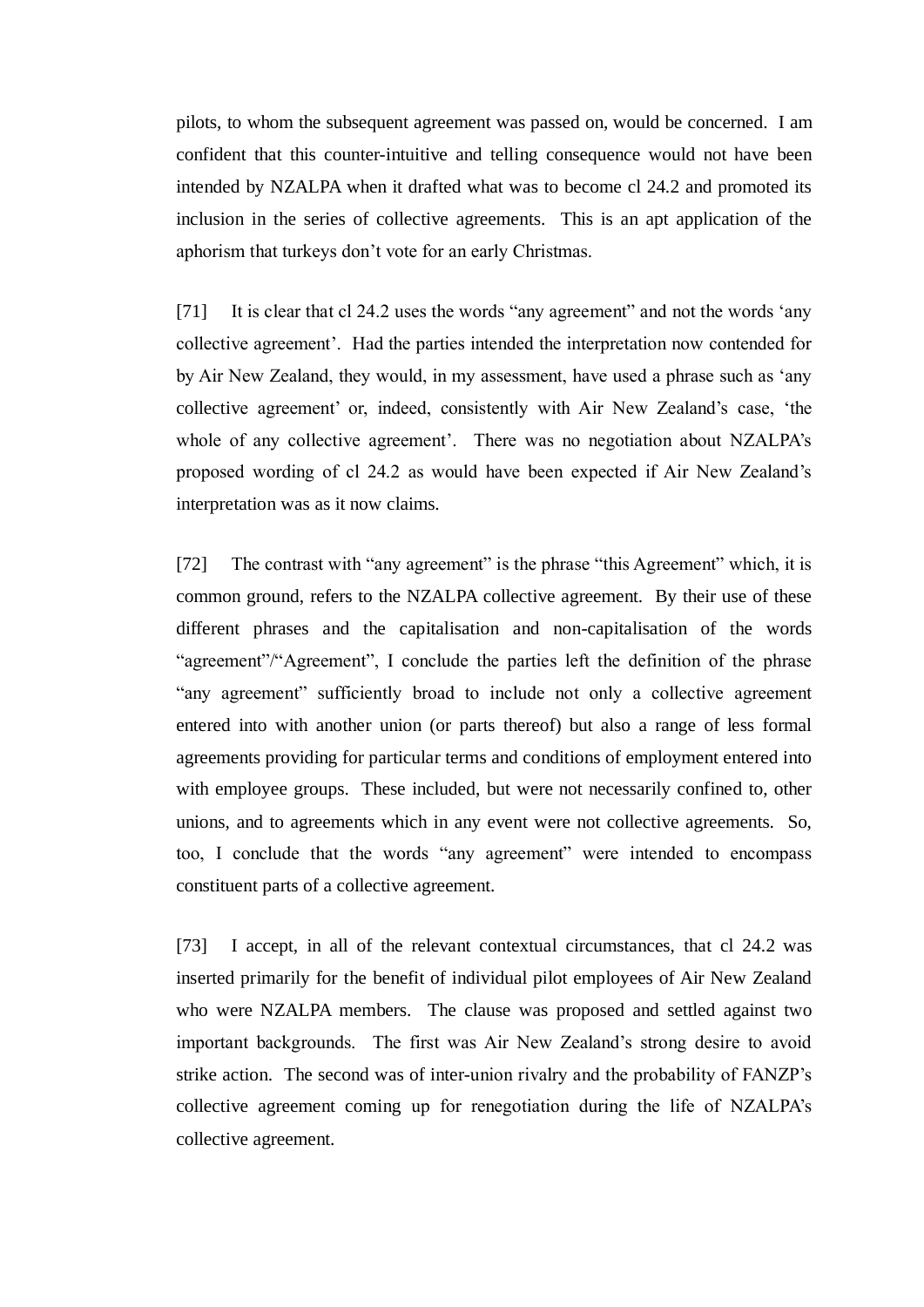pilots, to whom the subsequent agreement was passed on, would be concerned. I am confident that this counter-intuitive and telling consequence would not have been intended by NZALPA when it drafted what was to become cl 24.2 and promoted its inclusion in the series of collective agreements. This is an apt application of the aphorism that turkeys don't vote for an early Christmas.

[71] It is clear that cl 24.2 uses the words "any agreement" and not the words 'any collective agreement'. Had the parties intended the interpretation now contended for by Air New Zealand, they would, in my assessment, have used a phrase such as 'any collective agreement' or, indeed, consistently with Air New Zealand's case, 'the whole of any collective agreement'. There was no negotiation about NZALPA's proposed wording of cl 24.2 as would have been expected if Air New Zealand's interpretation was as it now claims.

[72] The contrast with "any agreement" is the phrase "this Agreement" which, it is common ground, refers to the NZALPA collective agreement. By their use of these different phrases and the capitalisation and non-capitalisation of the words "agreement"/"Agreement", I conclude the parties left the definition of the phrase "any agreement" sufficiently broad to include not only a collective agreement entered into with another union (or parts thereof) but also a range of less formal agreements providing for particular terms and conditions of employment entered into with employee groups. These included, but were not necessarily confined to, other unions, and to agreements which in any event were not collective agreements. So, too, I conclude that the words "any agreement" were intended to encompass constituent parts of a collective agreement.

[73] I accept, in all of the relevant contextual circumstances, that cl 24.2 was inserted primarily for the benefit of individual pilot employees of Air New Zealand who were NZALPA members. The clause was proposed and settled against two important backgrounds. The first was Air New Zealand's strong desire to avoid strike action. The second was of inter-union rivalry and the probability of FANZP's collective agreement coming up for renegotiation during the life of NZALPA's collective agreement.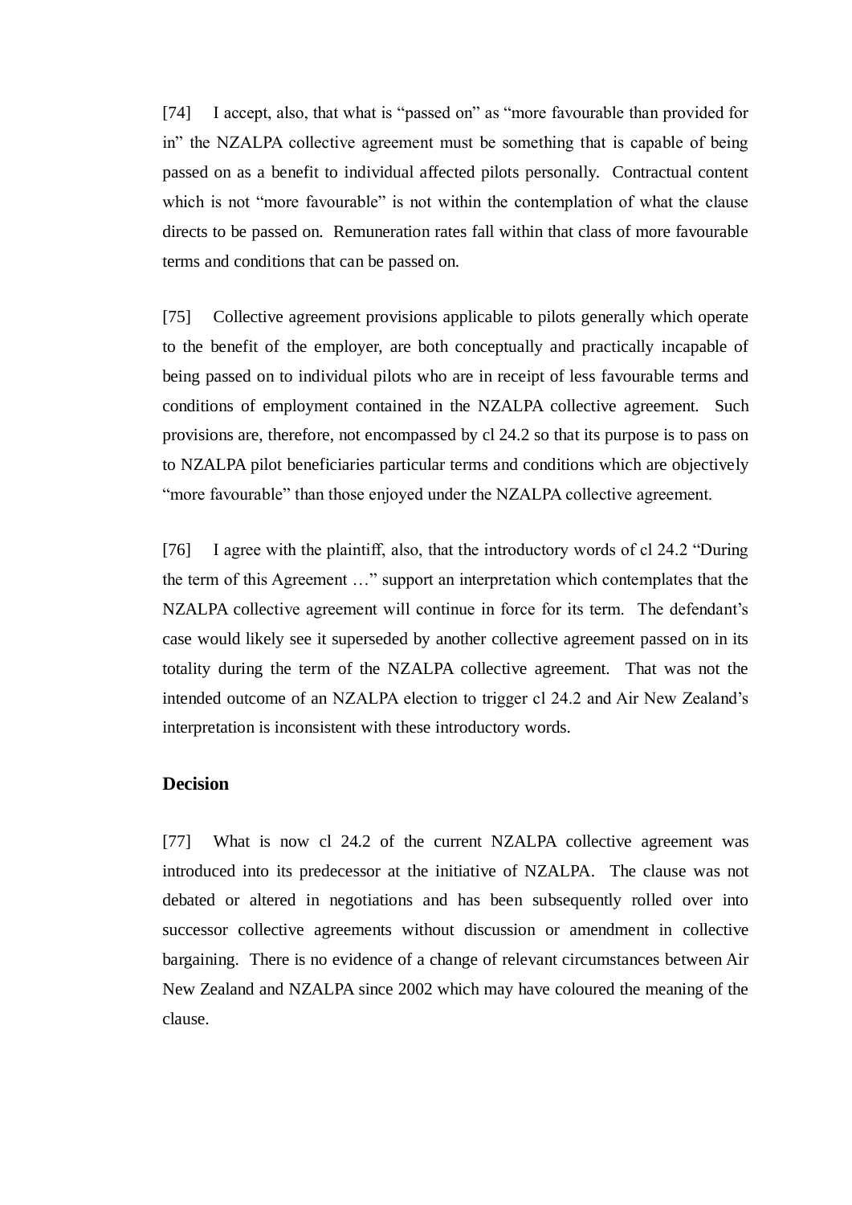[74] I accept, also, that what is "passed on" as "more favourable than provided for in" the NZALPA collective agreement must be something that is capable of being passed on as a benefit to individual affected pilots personally. Contractual content which is not "more favourable" is not within the contemplation of what the clause directs to be passed on. Remuneration rates fall within that class of more favourable terms and conditions that can be passed on.

[75] Collective agreement provisions applicable to pilots generally which operate to the benefit of the employer, are both conceptually and practically incapable of being passed on to individual pilots who are in receipt of less favourable terms and conditions of employment contained in the NZALPA collective agreement. Such provisions are, therefore, not encompassed by cl 24.2 so that its purpose is to pass on to NZALPA pilot beneficiaries particular terms and conditions which are objectively "more favourable" than those enjoyed under the NZALPA collective agreement.

[76] I agree with the plaintiff, also, that the introductory words of cl 24.2 "During the term of this Agreement …" support an interpretation which contemplates that the NZALPA collective agreement will continue in force for its term. The defendant's case would likely see it superseded by another collective agreement passed on in its totality during the term of the NZALPA collective agreement. That was not the intended outcome of an NZALPA election to trigger cl 24.2 and Air New Zealand's interpretation is inconsistent with these introductory words.

## Decision

[77] What is now cl 24.2 of the current NZALPA collective agreement was introduced into its predecessor at the initiative of NZALPA. The clause was not debated or altered in negotiations and has been subsequently rolled over into successor collective agreements without discussion or amendment in collective bargaining. There is no evidence of a change of relevant circumstances between Air New Zealand and NZALPA since 2002 which may have coloured the meaning of the clause.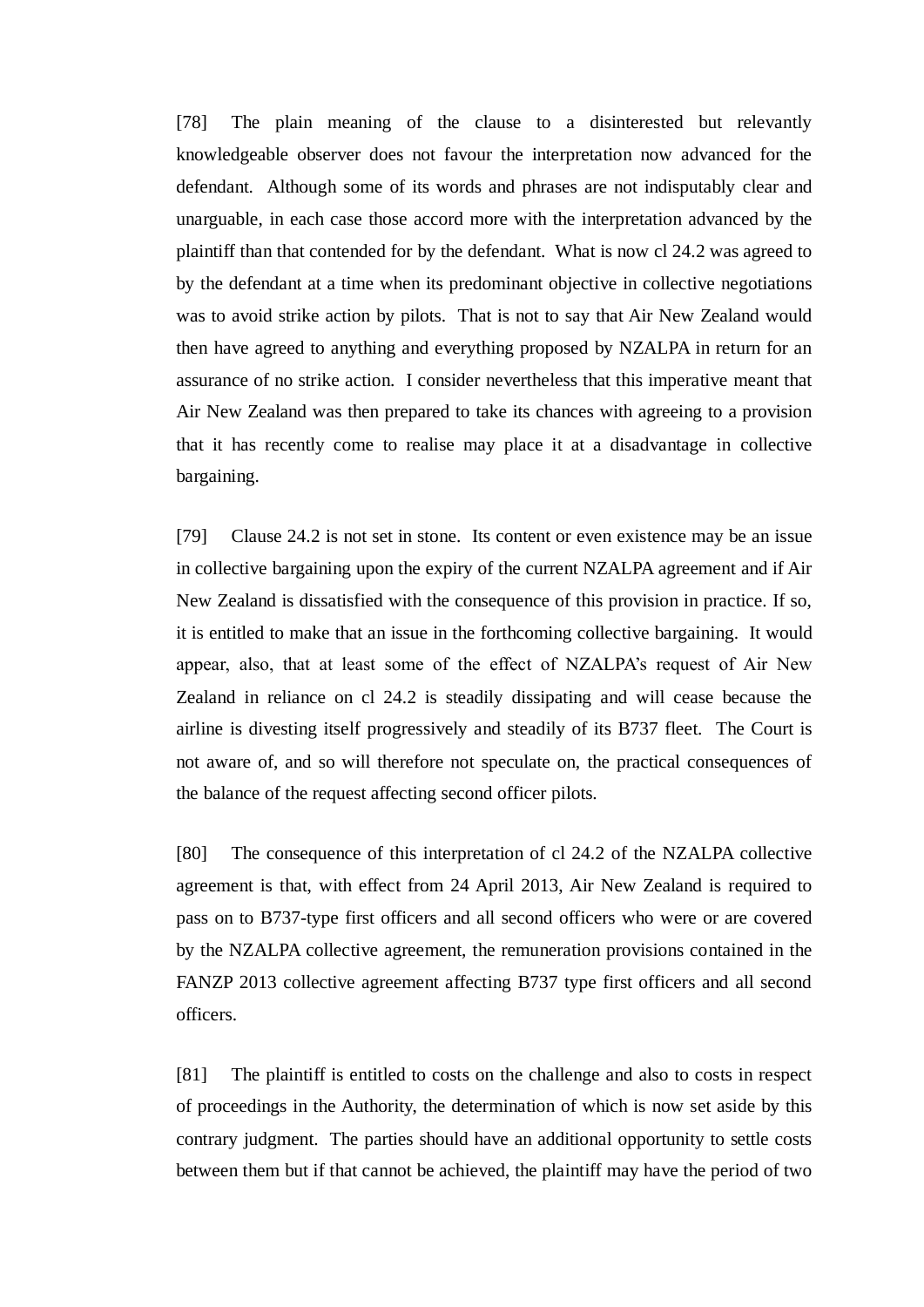[78] The plain meaning of the clause to a disinterested but relevantly knowledgeable observer does not favour the interpretation now advanced for the defendant. Although some of its words and phrases are not indisputably clear and unarguable, in each case those accord more with the interpretation advanced by the plaintiff than that contended for by the defendant. What is now cl 24.2 was agreed to by the defendant at a time when its predominant objective in collective negotiations was to avoid strike action by pilots. That is not to say that Air New Zealand would then have agreed to anything and everything proposed by NZALPA in return for an assurance of no strike action. I consider nevertheless that this imperative meant that Air New Zealand was then prepared to take its chances with agreeing to a provision that it has recently come to realise may place it at a disadvantage in collective bargaining.

[79] Clause 24.2 is not set in stone. Its content or even existence may be an issue in collective bargaining upon the expiry of the current NZALPA agreement and if Air New Zealand is dissatisfied with the consequence of this provision in practice. If so, it is entitled to make that an issue in the forthcoming collective bargaining. It would appear, also, that at least some of the effect of NZALPA's request of Air New Zealand in reliance on cl 24.2 is steadily dissipating and will cease because the airline is divesting itself progressively and steadily of its B737 fleet. The Court is not aware of, and so will therefore not speculate on, the practical consequences of the balance of the request affecting second officer pilots.

[80] The consequence of this interpretation of cl 24.2 of the NZALPA collective agreement is that, with effect from 24 April 2013, Air New Zealand is required to pass on to B737-type first officers and all second officers who were or are covered by the NZALPA collective agreement, the remuneration provisions contained in the FANZP 2013 collective agreement affecting B737 type first officers and all second officers.

[81] The plaintiff is entitled to costs on the challenge and also to costs in respect of proceedings in the Authority, the determination of which is now set aside by this contrary judgment. The parties should have an additional opportunity to settle costs between them but if that cannot be achieved, the plaintiff may have the period of two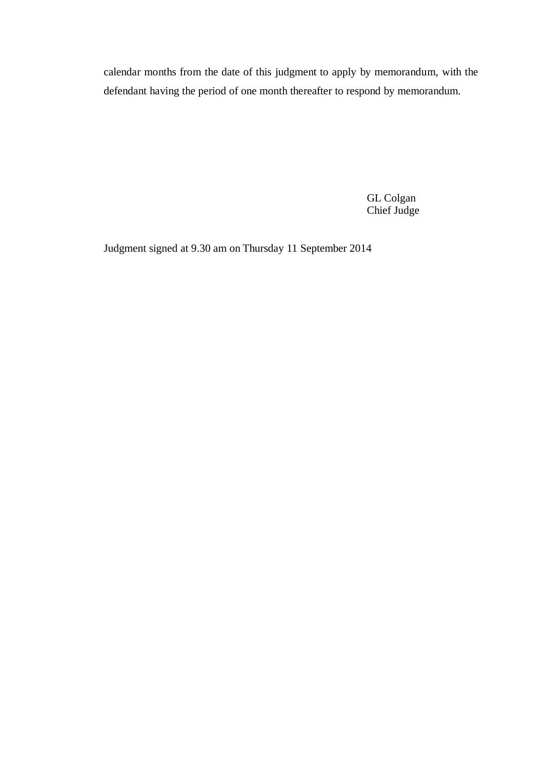calendar months from the date of this judgment to apply by memorandum, with the defendant having the period of one month thereafter to respond by memorandum.

GL Colgan
Chief Judge

Judgment signed at 9.30 am on Thursday 11 September 2014